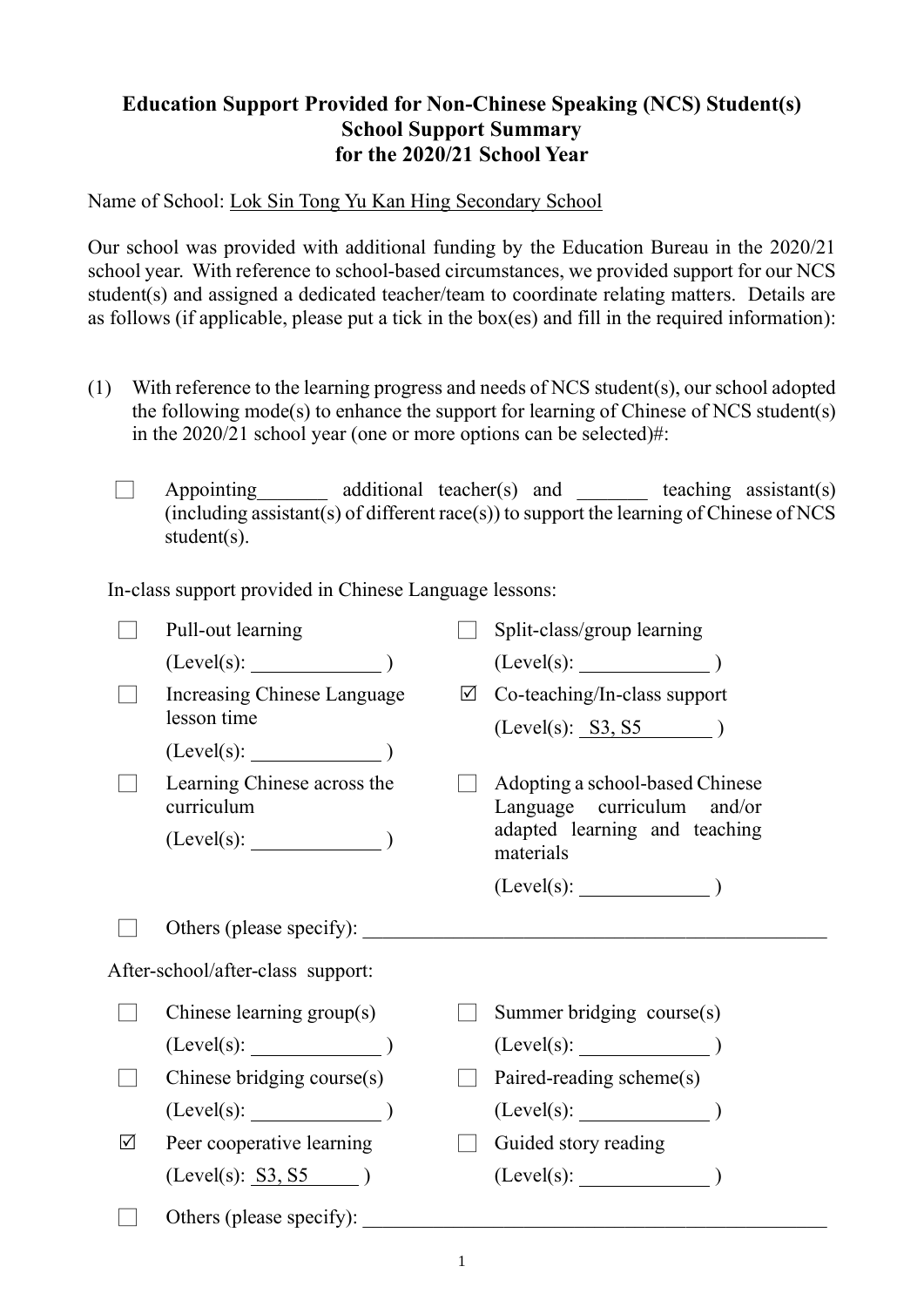# Education Support Provided for Non-Chinese Speaking (NCS) Student(s)
## School Support Summary
## for the 2020/21 School Year

Name of School: Lok Sin Tong Yu Kan Hing Secondary School

Our school was provided with additional funding by the Education Bureau in the 2020/21 school year. With reference to school-based circumstances, we provided support for our NCS student(s) and assigned a dedicated teacher/team to coordinate relating matters. Details are as follows (if applicable, please put a tick in the box(es) and fill in the required information):

(1) With reference to the learning progress and needs of NCS student(s), our school adopted the following mode(s) to enhance the support for learning of Chinese of NCS student(s) in the 2020/21 school year (one or more options can be selected)#:

☐ Appointing _______ additional teacher(s) and _______ teaching assistant(s) (including assistant(s) of different race(s)) to support the learning of Chinese of NCS student(s).

In-class support provided in Chinese Language lessons:

☐ Pull-out learning (Level(s): _____________ )

☐ Split-class/group learning (Level(s): _____________ )

☐ Increasing Chinese Language lesson time (Level(s): _____________ )

☑ Co-teaching/In-class support (Level(s): S3, S5 )

☐ Learning Chinese across the curriculum (Level(s): _____________ )

☐ Adopting a school-based Chinese Language curriculum and/or adapted learning and teaching materials (Level(s): _____________ )

☐ Others (please specify): _____________

After-school/after-class support:

☐ Chinese learning group(s) (Level(s): _____________ )

☐ Summer bridging course(s) (Level(s): _____________ )

☐ Chinese bridging course(s) (Level(s): _____________ )

☐ Paired-reading scheme(s) (Level(s): _____________ )

☑ Peer cooperative learning (Level(s): S3, S5 )

☐ Guided story reading (Level(s): _____________ )

☐ Others (please specify): _____________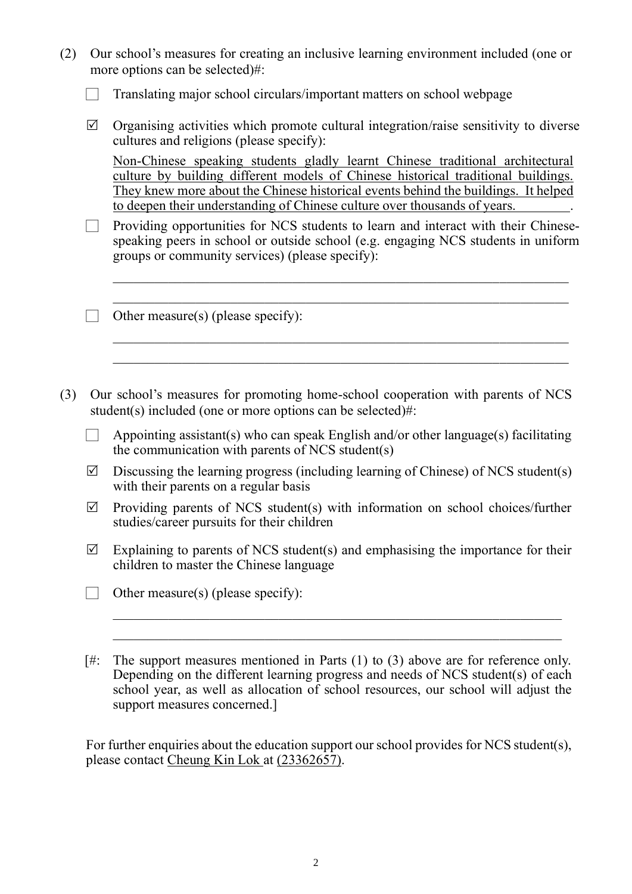(2) Our school's measures for creating an inclusive learning environment included (one or more options can be selected)#:

- ☐ Translating major school circulars/important matters on school webpage
- ☑ Organising activities which promote cultural integration/raise sensitivity to diverse cultures and religions (please specify):

  Non-Chinese speaking students gladly learnt Chinese traditional architectural culture by building different models of Chinese historical traditional buildings. They knew more about the Chinese historical events behind the buildings. It helped to deepen their understanding of Chinese culture over thousands of years.

- ☐ Providing opportunities for NCS students to learn and interact with their Chinese-speaking peers in school or outside school (e.g. engaging NCS students in uniform groups or community services) (please specify):

  \_\_\_\_\_\_\_\_\_\_\_\_\_\_\_\_\_\_\_\_\_\_\_\_\_\_\_\_\_\_\_\_\_\_\_\_\_\_\_\_\_\_\_\_\_\_\_\_

- ☐ Other measure(s) (please specify):

  \_\_\_\_\_\_\_\_\_\_\_\_\_\_\_\_\_\_\_\_\_\_\_\_\_\_\_\_\_\_\_\_\_\_\_\_\_\_\_\_\_\_\_\_\_\_\_\_

(3) Our school's measures for promoting home-school cooperation with parents of NCS student(s) included (one or more options can be selected)#:

- ☐ Appointing assistant(s) who can speak English and/or other language(s) facilitating the communication with parents of NCS student(s)
- ☑ Discussing the learning progress (including learning of Chinese) of NCS student(s) with their parents on a regular basis
- ☑ Providing parents of NCS student(s) with information on school choices/further studies/career pursuits for their children
- ☑ Explaining to parents of NCS student(s) and emphasising the importance for their children to master the Chinese language
- ☐ Other measure(s) (please specify):

  \_\_\_\_\_\_\_\_\_\_\_\_\_\_\_\_\_\_\_\_\_\_\_\_\_\_\_\_\_\_\_\_\_\_\_\_\_\_\_\_\_\_\_\_\_\_\_\_

[#: The support measures mentioned in Parts (1) to (3) above are for reference only. Depending on the different learning progress and needs of NCS student(s) of each school year, as well as allocation of school resources, our school will adjust the support measures concerned.]

For further enquiries about the education support our school provides for NCS student(s), please contact Cheung Kin Lok at (23362657).